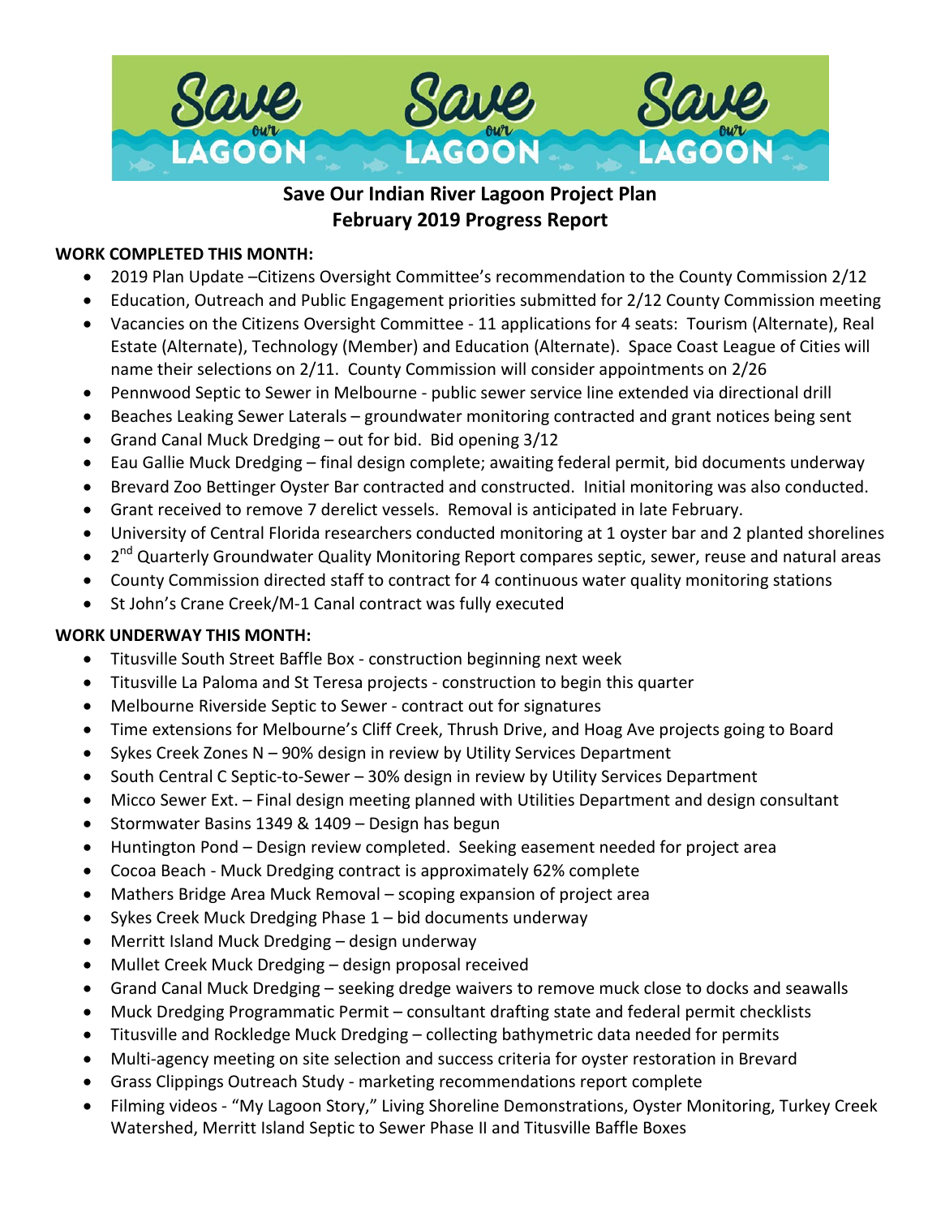# Save Our Indian River Lagoon Project Plan
## February 2019 Progress Report

**WORK COMPLETED THIS MONTH:**

- 2019 Plan Update –Citizens Oversight Committee's recommendation to the County Commission 2/12
- Education, Outreach and Public Engagement priorities submitted for 2/12 County Commission meeting
- Vacancies on the Citizens Oversight Committee - 11 applications for 4 seats: Tourism (Alternate), Real Estate (Alternate), Technology (Member) and Education (Alternate). Space Coast League of Cities will name their selections on 2/11. County Commission will consider appointments on 2/26
- Pennwood Septic to Sewer in Melbourne - public sewer service line extended via directional drill
- Beaches Leaking Sewer Laterals – groundwater monitoring contracted and grant notices being sent
- Grand Canal Muck Dredging – out for bid. Bid opening 3/12
- Eau Gallie Muck Dredging – final design complete; awaiting federal permit, bid documents underway
- Brevard Zoo Bettinger Oyster Bar contracted and constructed. Initial monitoring was also conducted.
- Grant received to remove 7 derelict vessels. Removal is anticipated in late February.
- University of Central Florida researchers conducted monitoring at 1 oyster bar and 2 planted shorelines
- 2nd Quarterly Groundwater Quality Monitoring Report compares septic, sewer, reuse and natural areas
- County Commission directed staff to contract for 4 continuous water quality monitoring stations
- St John's Crane Creek/M-1 Canal contract was fully executed

**WORK UNDERWAY THIS MONTH:**

- Titusville South Street Baffle Box - construction beginning next week
- Titusville La Paloma and St Teresa projects - construction to begin this quarter
- Melbourne Riverside Septic to Sewer - contract out for signatures
- Time extensions for Melbourne's Cliff Creek, Thrush Drive, and Hoag Ave projects going to Board
- Sykes Creek Zones N – 90% design in review by Utility Services Department
- South Central C Septic-to-Sewer – 30% design in review by Utility Services Department
- Micco Sewer Ext. – Final design meeting planned with Utilities Department and design consultant
- Stormwater Basins 1349 & 1409 – Design has begun
- Huntington Pond – Design review completed. Seeking easement needed for project area
- Cocoa Beach - Muck Dredging contract is approximately 62% complete
- Mathers Bridge Area Muck Removal – scoping expansion of project area
- Sykes Creek Muck Dredging Phase 1 – bid documents underway
- Merritt Island Muck Dredging – design underway
- Mullet Creek Muck Dredging – design proposal received
- Grand Canal Muck Dredging – seeking dredge waivers to remove muck close to docks and seawalls
- Muck Dredging Programmatic Permit – consultant drafting state and federal permit checklists
- Titusville and Rockledge Muck Dredging – collecting bathymetric data needed for permits
- Multi-agency meeting on site selection and success criteria for oyster restoration in Brevard
- Grass Clippings Outreach Study - marketing recommendations report complete
- Filming videos - "My Lagoon Story," Living Shoreline Demonstrations, Oyster Monitoring, Turkey Creek Watershed, Merritt Island Septic to Sewer Phase II and Titusville Baffle Boxes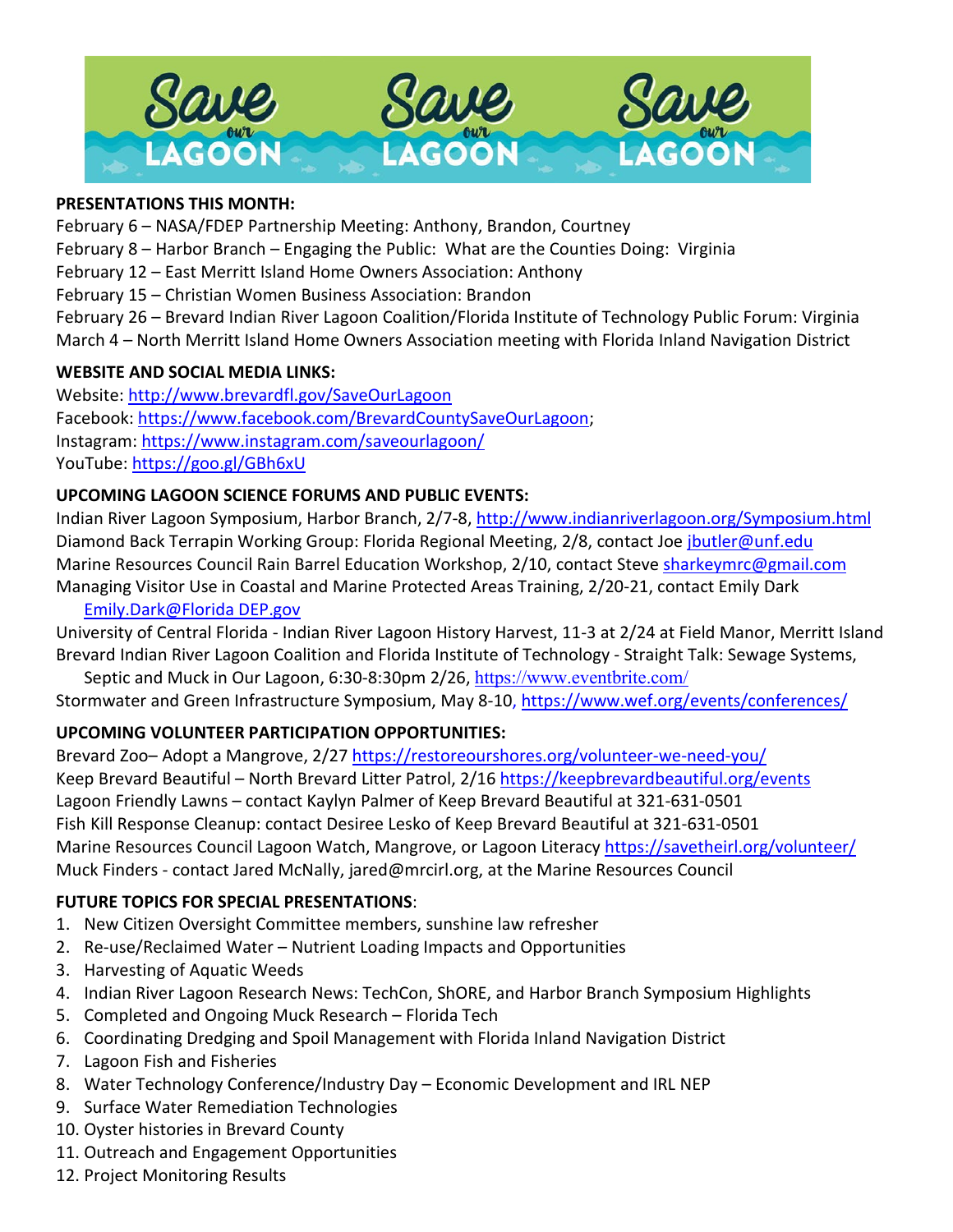**PRESENTATIONS THIS MONTH:**

February 6 – NASA/FDEP Partnership Meeting: Anthony, Brandon, Courtney
February 8 – Harbor Branch – Engaging the Public: What are the Counties Doing: Virginia
February 12 – East Merritt Island Home Owners Association: Anthony
February 15 – Christian Women Business Association: Brandon
February 26 – Brevard Indian River Lagoon Coalition/Florida Institute of Technology Public Forum: Virginia
March 4 – North Merritt Island Home Owners Association meeting with Florida Inland Navigation District

**WEBSITE AND SOCIAL MEDIA LINKS:**

Website: http://www.brevardfl.gov/SaveOurLagoon
Facebook: https://www.facebook.com/BrevardCountySaveOurLagoon;
Instagram: https://www.instagram.com/saveourlagoon/
YouTube: https://goo.gl/GBh6xU

**UPCOMING LAGOON SCIENCE FORUMS AND PUBLIC EVENTS:**

Indian River Lagoon Symposium, Harbor Branch, 2/7-8, http://www.indianriverlagoon.org/Symposium.html
Diamond Back Terrapin Working Group: Florida Regional Meeting, 2/8, contact Joe jbutler@unf.edu
Marine Resources Council Rain Barrel Education Workshop, 2/10, contact Steve sharkeymrc@gmail.com
Managing Visitor Use in Coastal and Marine Protected Areas Training, 2/20-21, contact Emily Dark Emily.Dark@Florida DEP.gov
University of Central Florida - Indian River Lagoon History Harvest, 11-3 at 2/24 at Field Manor, Merritt Island
Brevard Indian River Lagoon Coalition and Florida Institute of Technology - Straight Talk: Sewage Systems, Septic and Muck in Our Lagoon, 6:30-8:30pm 2/26, https://www.eventbrite.com/
Stormwater and Green Infrastructure Symposium, May 8-10, https://www.wef.org/events/conferences/

**UPCOMING VOLUNTEER PARTICIPATION OPPORTUNITIES:**

Brevard Zoo– Adopt a Mangrove, 2/27 https://restoreourshores.org/volunteer-we-need-you/
Keep Brevard Beautiful – North Brevard Litter Patrol, 2/16 https://keepbrevardbeautiful.org/events
Lagoon Friendly Lawns – contact Kaylyn Palmer of Keep Brevard Beautiful at 321-631-0501
Fish Kill Response Cleanup: contact Desiree Lesko of Keep Brevard Beautiful at 321-631-0501
Marine Resources Council Lagoon Watch, Mangrove, or Lagoon Literacy https://savetheirl.org/volunteer/
Muck Finders - contact Jared McNally, jared@mrcirl.org, at the Marine Resources Council

**FUTURE TOPICS FOR SPECIAL PRESENTATIONS**:

1. New Citizen Oversight Committee members, sunshine law refresher
2. Re-use/Reclaimed Water – Nutrient Loading Impacts and Opportunities
3. Harvesting of Aquatic Weeds
4. Indian River Lagoon Research News: TechCon, ShORE, and Harbor Branch Symposium Highlights
5. Completed and Ongoing Muck Research – Florida Tech
6. Coordinating Dredging and Spoil Management with Florida Inland Navigation District
7. Lagoon Fish and Fisheries
8. Water Technology Conference/Industry Day – Economic Development and IRL NEP
9. Surface Water Remediation Technologies
10. Oyster histories in Brevard County
11. Outreach and Engagement Opportunities
12. Project Monitoring Results